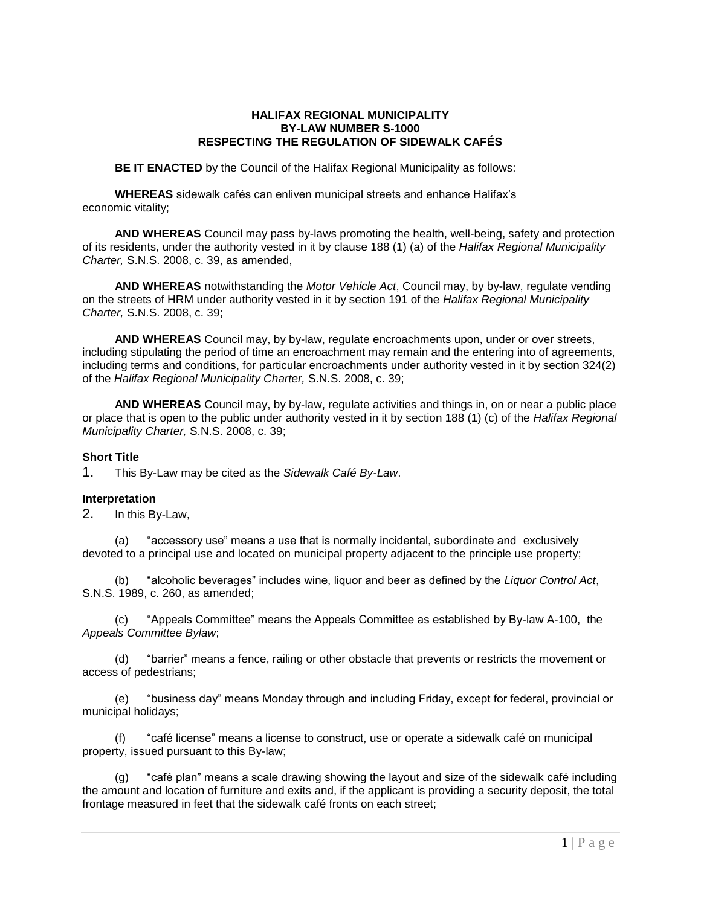# HALIFAX REGIONAL MUNICIPALITY
# BY-LAW NUMBER S-1000
# RESPECTING THE REGULATION OF SIDEWALK CAFÉS

**BE IT ENACTED** by the Council of the Halifax Regional Municipality as follows:

**WHEREAS** sidewalk cafés can enliven municipal streets and enhance Halifax's economic vitality;

**AND WHEREAS** Council may pass by-laws promoting the health, well-being, safety and protection of its residents, under the authority vested in it by clause 188 (1) (a) of the *Halifax Regional Municipality Charter,* S.N.S. 2008, c. 39, as amended,

**AND WHEREAS** notwithstanding the *Motor Vehicle Act*, Council may, by by-law, regulate vending on the streets of HRM under authority vested in it by section 191 of the *Halifax Regional Municipality Charter,* S.N.S. 2008, c. 39;

**AND WHEREAS** Council may, by by-law, regulate encroachments upon, under or over streets, including stipulating the period of time an encroachment may remain and the entering into of agreements, including terms and conditions, for particular encroachments under authority vested in it by section 324(2) of the *Halifax Regional Municipality Charter,* S.N.S. 2008, c. 39;

**AND WHEREAS** Council may, by by-law, regulate activities and things in, on or near a public place or place that is open to the public under authority vested in it by section 188 (1) (c) of the *Halifax Regional Municipality Charter,* S.N.S. 2008, c. 39;

### Short Title

1. This By-Law may be cited as the *Sidewalk Café By-Law*.

### Interpretation

2. In this By-Law,

(a) "accessory use" means a use that is normally incidental, subordinate and exclusively devoted to a principal use and located on municipal property adjacent to the principle use property;

(b) "alcoholic beverages" includes wine, liquor and beer as defined by the *Liquor Control Act*, S.N.S. 1989, c. 260, as amended;

(c) "Appeals Committee" means the Appeals Committee as established by By-law A-100, the *Appeals Committee Bylaw*;

(d) "barrier" means a fence, railing or other obstacle that prevents or restricts the movement or access of pedestrians;

(e) "business day" means Monday through and including Friday, except for federal, provincial or municipal holidays;

(f) "café license" means a license to construct, use or operate a sidewalk café on municipal property, issued pursuant to this By-law;

(g) "café plan" means a scale drawing showing the layout and size of the sidewalk café including the amount and location of furniture and exits and, if the applicant is providing a security deposit, the total frontage measured in feet that the sidewalk café fronts on each street;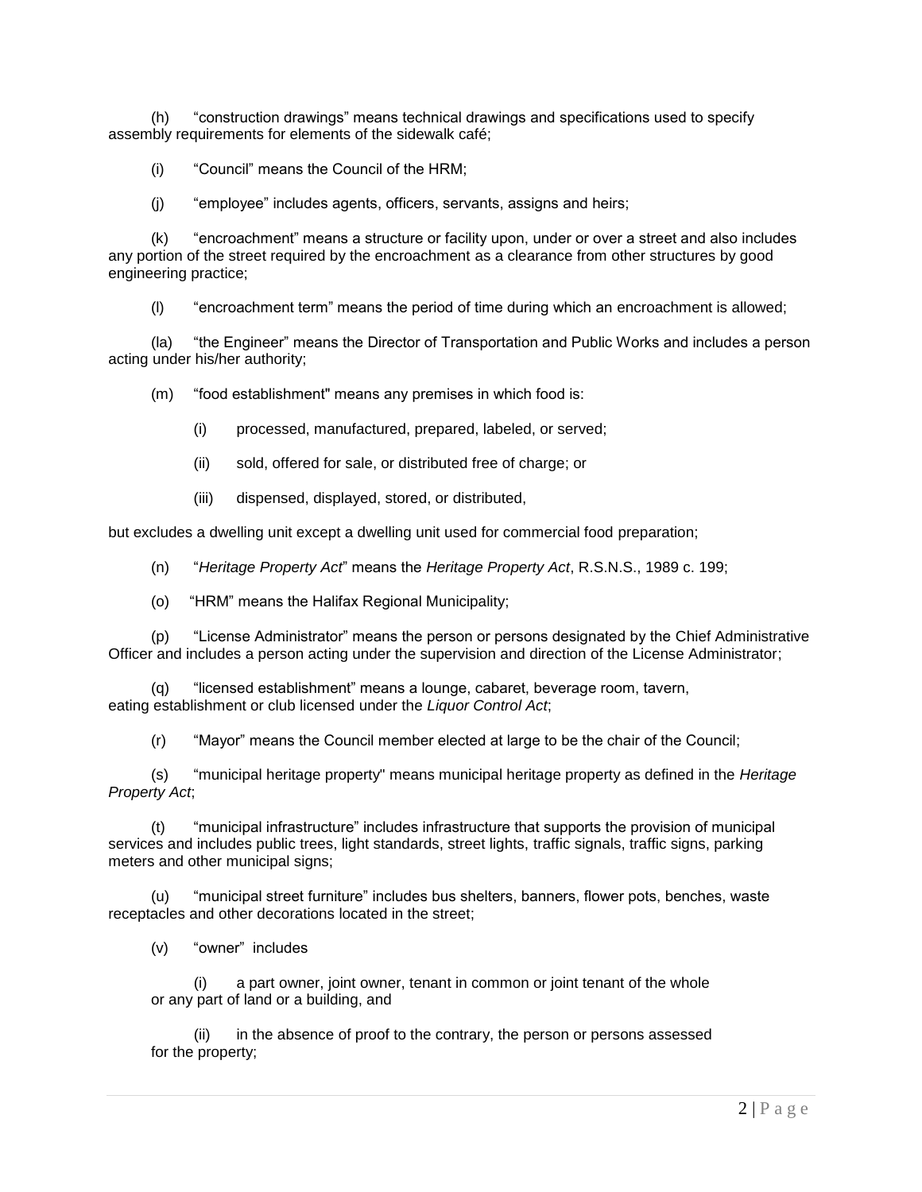(h) "construction drawings" means technical drawings and specifications used to specify assembly requirements for elements of the sidewalk café;

(i) "Council" means the Council of the HRM;

(j) "employee" includes agents, officers, servants, assigns and heirs;

(k) "encroachment" means a structure or facility upon, under or over a street and also includes any portion of the street required by the encroachment as a clearance from other structures by good engineering practice;

(l) "encroachment term" means the period of time during which an encroachment is allowed;

(la) "the Engineer" means the Director of Transportation and Public Works and includes a person acting under his/her authority;

(m) "food establishment" means any premises in which food is:

(i) processed, manufactured, prepared, labeled, or served;

(ii) sold, offered for sale, or distributed free of charge; or

(iii) dispensed, displayed, stored, or distributed,

but excludes a dwelling unit except a dwelling unit used for commercial food preparation;

(n) "*Heritage Property Act*" means the *Heritage Property Act*, R.S.N.S., 1989 c. 199;

(o) "HRM" means the Halifax Regional Municipality;

(p) "License Administrator" means the person or persons designated by the Chief Administrative Officer and includes a person acting under the supervision and direction of the License Administrator;

(q) "licensed establishment" means a lounge, cabaret, beverage room, tavern, eating establishment or club licensed under the *Liquor Control Act*;

(r) "Mayor" means the Council member elected at large to be the chair of the Council;

(s) "municipal heritage property" means municipal heritage property as defined in the *Heritage Property Act*;

(t) "municipal infrastructure" includes infrastructure that supports the provision of municipal services and includes public trees, light standards, street lights, traffic signals, traffic signs, parking meters and other municipal signs;

(u) "municipal street furniture" includes bus shelters, banners, flower pots, benches, waste receptacles and other decorations located in the street;

(v) "owner" includes

(i) a part owner, joint owner, tenant in common or joint tenant of the whole or any part of land or a building, and

(ii) in the absence of proof to the contrary, the person or persons assessed for the property;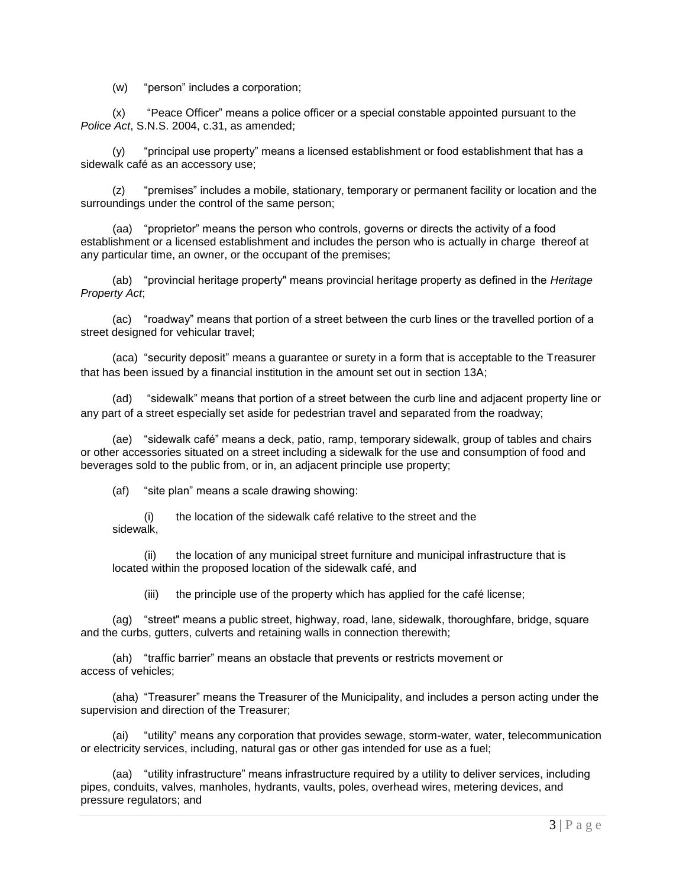(w) "person" includes a corporation;

(x) "Peace Officer" means a police officer or a special constable appointed pursuant to the *Police Act*, S.N.S. 2004, c.31, as amended;

(y) "principal use property" means a licensed establishment or food establishment that has a sidewalk café as an accessory use;

(z) "premises" includes a mobile, stationary, temporary or permanent facility or location and the surroundings under the control of the same person;

(aa) "proprietor" means the person who controls, governs or directs the activity of a food establishment or a licensed establishment and includes the person who is actually in charge thereof at any particular time, an owner, or the occupant of the premises;

(ab) "provincial heritage property" means provincial heritage property as defined in the *Heritage Property Act*;

(ac) "roadway" means that portion of a street between the curb lines or the travelled portion of a street designed for vehicular travel;

(aca) "security deposit" means a guarantee or surety in a form that is acceptable to the Treasurer that has been issued by a financial institution in the amount set out in section 13A;

(ad) "sidewalk" means that portion of a street between the curb line and adjacent property line or any part of a street especially set aside for pedestrian travel and separated from the roadway;

(ae) "sidewalk café" means a deck, patio, ramp, temporary sidewalk, group of tables and chairs or other accessories situated on a street including a sidewalk for the use and consumption of food and beverages sold to the public from, or in, an adjacent principle use property;

(af) "site plan" means a scale drawing showing:

(i) the location of the sidewalk café relative to the street and the sidewalk,

(ii) the location of any municipal street furniture and municipal infrastructure that is located within the proposed location of the sidewalk café, and

(iii) the principle use of the property which has applied for the café license;

(ag) "street" means a public street, highway, road, lane, sidewalk, thoroughfare, bridge, square and the curbs, gutters, culverts and retaining walls in connection therewith;

(ah) "traffic barrier" means an obstacle that prevents or restricts movement or access of vehicles;

(aha) "Treasurer" means the Treasurer of the Municipality, and includes a person acting under the supervision and direction of the Treasurer;

(ai) "utility" means any corporation that provides sewage, storm-water, water, telecommunication or electricity services, including, natural gas or other gas intended for use as a fuel;

(aa) "utility infrastructure" means infrastructure required by a utility to deliver services, including pipes, conduits, valves, manholes, hydrants, vaults, poles, overhead wires, metering devices, and pressure regulators; and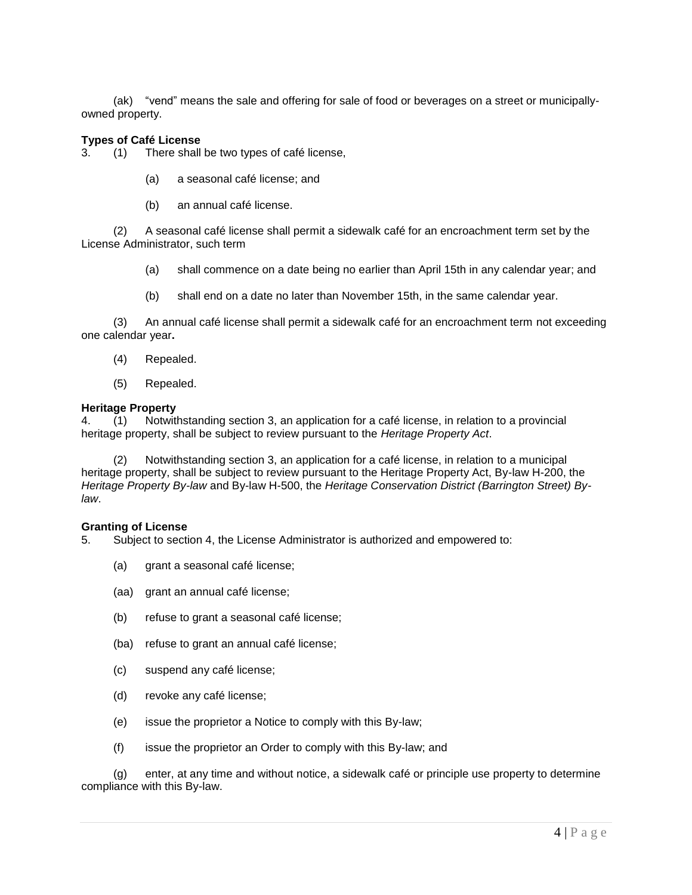(ak) "vend" means the sale and offering for sale of food or beverages on a street or municipally-owned property.

**Types of Café License**

3. (1) There shall be two types of café license,

   (a) a seasonal café license; and

   (b) an annual café license.

(2) A seasonal café license shall permit a sidewalk café for an encroachment term set by the License Administrator, such term

   (a) shall commence on a date being no earlier than April 15th in any calendar year; and

   (b) shall end on a date no later than November 15th, in the same calendar year.

(3) An annual café license shall permit a sidewalk café for an encroachment term not exceeding one calendar year**.**

(4) Repealed.

(5) Repealed.

**Heritage Property**

4. (1) Notwithstanding section 3, an application for a café license, in relation to a provincial heritage property, shall be subject to review pursuant to the *Heritage Property Act*.

(2) Notwithstanding section 3, an application for a café license, in relation to a municipal heritage property, shall be subject to review pursuant to the Heritage Property Act, By-law H-200, the *Heritage Property By-law* and By-law H-500, the *Heritage Conservation District (Barrington Street) By-law*.

**Granting of License**

5. Subject to section 4, the License Administrator is authorized and empowered to:

   (a) grant a seasonal café license;

   (aa) grant an annual café license;

   (b) refuse to grant a seasonal café license;

   (ba) refuse to grant an annual café license;

   (c) suspend any café license;

   (d) revoke any café license;

   (e) issue the proprietor a Notice to comply with this By-law;

   (f) issue the proprietor an Order to comply with this By-law; and

   (g) enter, at any time and without notice, a sidewalk café or principle use property to determine compliance with this By-law.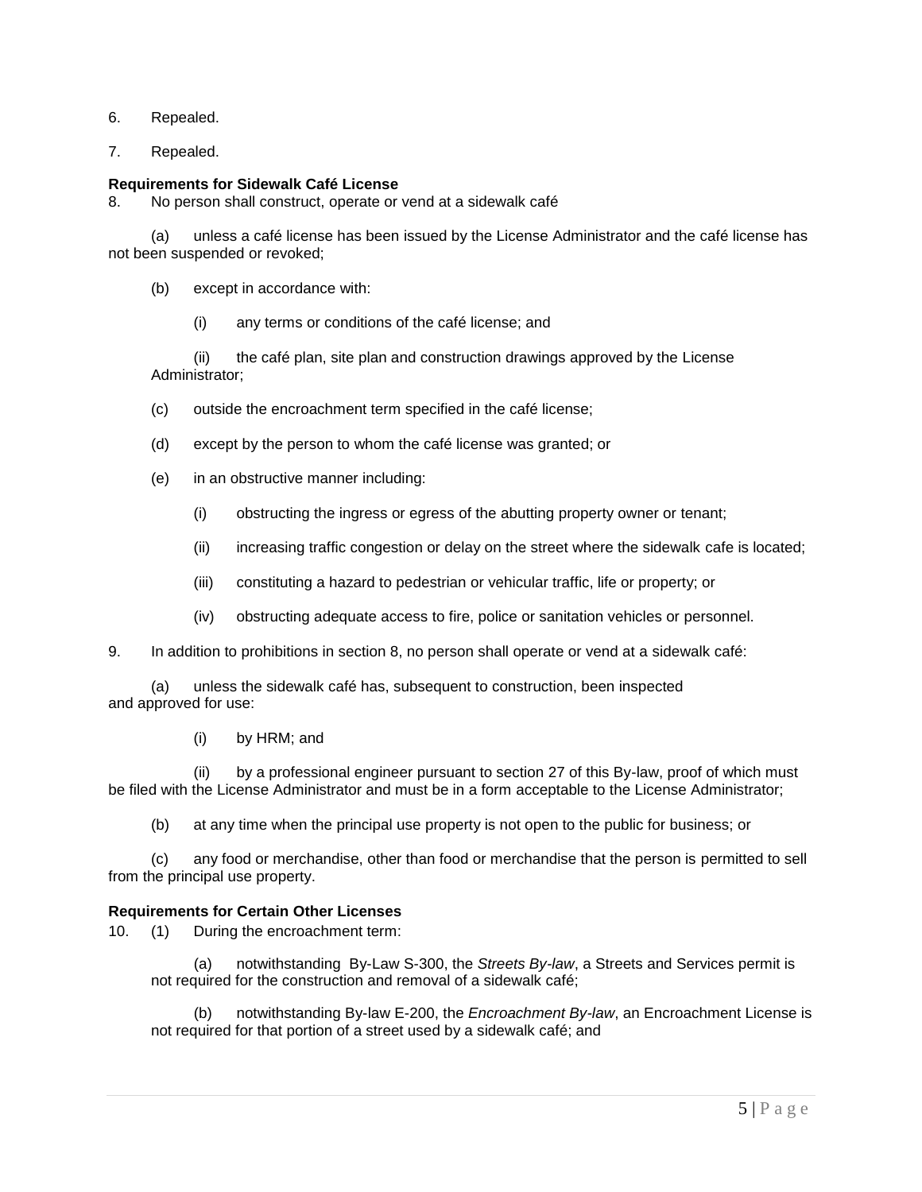6. Repealed.

7. Repealed.

**Requirements for Sidewalk Café License**

8. No person shall construct, operate or vend at a sidewalk café

(a) unless a café license has been issued by the License Administrator and the café license has not been suspended or revoked;

(b) except in accordance with:

(i) any terms or conditions of the café license; and

(ii) the café plan, site plan and construction drawings approved by the License Administrator;

(c) outside the encroachment term specified in the café license;

(d) except by the person to whom the café license was granted; or

(e) in an obstructive manner including:

(i) obstructing the ingress or egress of the abutting property owner or tenant;

(ii) increasing traffic congestion or delay on the street where the sidewalk cafe is located;

(iii) constituting a hazard to pedestrian or vehicular traffic, life or property; or

(iv) obstructing adequate access to fire, police or sanitation vehicles or personnel.

9. In addition to prohibitions in section 8, no person shall operate or vend at a sidewalk café:

(a) unless the sidewalk café has, subsequent to construction, been inspected and approved for use:

(i) by HRM; and

(ii) by a professional engineer pursuant to section 27 of this By-law, proof of which must be filed with the License Administrator and must be in a form acceptable to the License Administrator;

(b) at any time when the principal use property is not open to the public for business; or

(c) any food or merchandise, other than food or merchandise that the person is permitted to sell from the principal use property.

**Requirements for Certain Other Licenses**

10. (1) During the encroachment term:

(a) notwithstanding By-Law S-300, the *Streets By-law*, a Streets and Services permit is not required for the construction and removal of a sidewalk café;

(b) notwithstanding By-law E-200, the *Encroachment By-law*, an Encroachment License is not required for that portion of a street used by a sidewalk café; and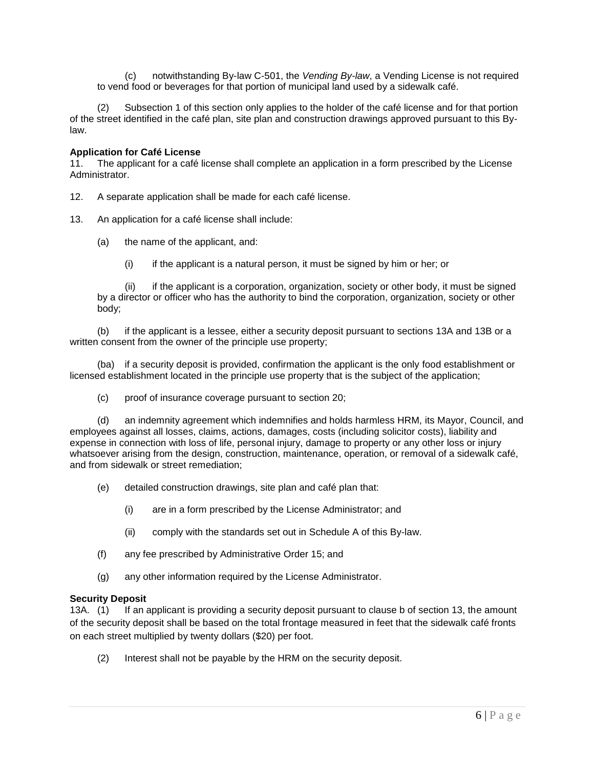(c) notwithstanding By-law C-501, the *Vending By-law*, a Vending License is not required to vend food or beverages for that portion of municipal land used by a sidewalk café.

(2) Subsection 1 of this section only applies to the holder of the café license and for that portion of the street identified in the café plan, site plan and construction drawings approved pursuant to this By-law.

**Application for Café License**

11. The applicant for a café license shall complete an application in a form prescribed by the License Administrator.

12. A separate application shall be made for each café license.

13. An application for a café license shall include:

(a) the name of the applicant, and:

(i) if the applicant is a natural person, it must be signed by him or her; or

(ii) if the applicant is a corporation, organization, society or other body, it must be signed by a director or officer who has the authority to bind the corporation, organization, society or other body;

(b) if the applicant is a lessee, either a security deposit pursuant to sections 13A and 13B or a written consent from the owner of the principle use property;

(ba) if a security deposit is provided, confirmation the applicant is the only food establishment or licensed establishment located in the principle use property that is the subject of the application;

(c) proof of insurance coverage pursuant to section 20;

(d) an indemnity agreement which indemnifies and holds harmless HRM, its Mayor, Council, and employees against all losses, claims, actions, damages, costs (including solicitor costs), liability and expense in connection with loss of life, personal injury, damage to property or any other loss or injury whatsoever arising from the design, construction, maintenance, operation, or removal of a sidewalk café, and from sidewalk or street remediation;

(e) detailed construction drawings, site plan and café plan that:

(i) are in a form prescribed by the License Administrator; and

(ii) comply with the standards set out in Schedule A of this By-law.

(f) any fee prescribed by Administrative Order 15; and

(g) any other information required by the License Administrator.

**Security Deposit**

13A. (1) If an applicant is providing a security deposit pursuant to clause b of section 13, the amount of the security deposit shall be based on the total frontage measured in feet that the sidewalk café fronts on each street multiplied by twenty dollars ($20) per foot.

(2) Interest shall not be payable by the HRM on the security deposit.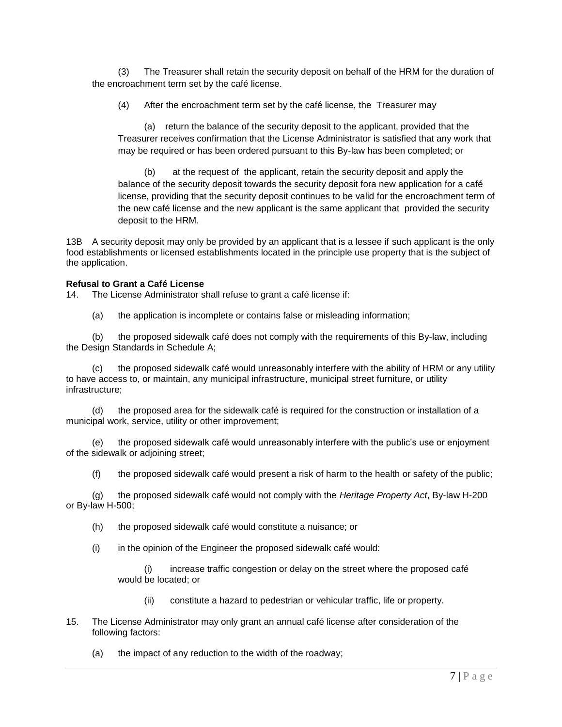(3) The Treasurer shall retain the security deposit on behalf of the HRM for the duration of the encroachment term set by the café license.

(4) After the encroachment term set by the café license, the Treasurer may

(a) return the balance of the security deposit to the applicant, provided that the Treasurer receives confirmation that the License Administrator is satisfied that any work that may be required or has been ordered pursuant to this By-law has been completed; or

(b) at the request of the applicant, retain the security deposit and apply the balance of the security deposit towards the security deposit fora new application for a café license, providing that the security deposit continues to be valid for the encroachment term of the new café license and the new applicant is the same applicant that provided the security deposit to the HRM.

13B A security deposit may only be provided by an applicant that is a lessee if such applicant is the only food establishments or licensed establishments located in the principle use property that is the subject of the application.

**Refusal to Grant a Café License**

14. The License Administrator shall refuse to grant a café license if:

(a) the application is incomplete or contains false or misleading information;

(b) the proposed sidewalk café does not comply with the requirements of this By-law, including the Design Standards in Schedule A;

(c) the proposed sidewalk café would unreasonably interfere with the ability of HRM or any utility to have access to, or maintain, any municipal infrastructure, municipal street furniture, or utility infrastructure;

(d) the proposed area for the sidewalk café is required for the construction or installation of a municipal work, service, utility or other improvement;

(e) the proposed sidewalk café would unreasonably interfere with the public's use or enjoyment of the sidewalk or adjoining street;

(f) the proposed sidewalk café would present a risk of harm to the health or safety of the public;

(g) the proposed sidewalk café would not comply with the *Heritage Property Act*, By-law H-200 or By-law H-500;

(h) the proposed sidewalk café would constitute a nuisance; or

(i) in the opinion of the Engineer the proposed sidewalk café would:

(i) increase traffic congestion or delay on the street where the proposed café would be located; or

(ii) constitute a hazard to pedestrian or vehicular traffic, life or property.

15. The License Administrator may only grant an annual café license after consideration of the following factors:

(a) the impact of any reduction to the width of the roadway;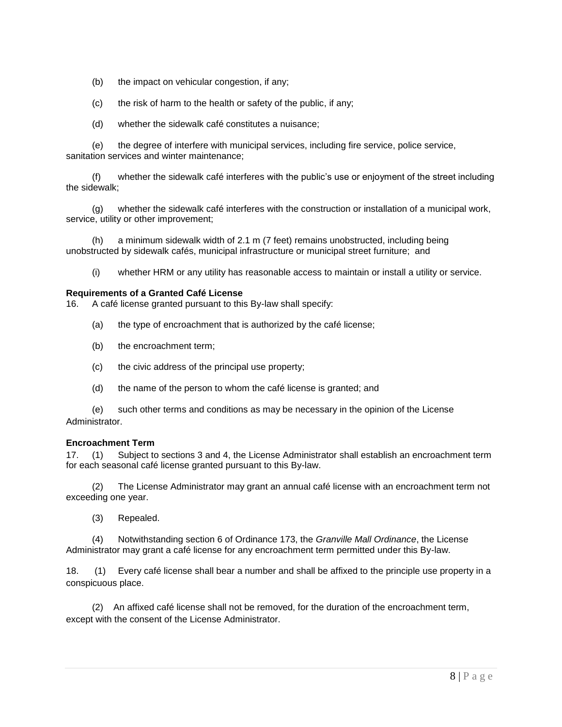(b) the impact on vehicular congestion, if any;

(c) the risk of harm to the health or safety of the public, if any;

(d) whether the sidewalk café constitutes a nuisance;

(e) the degree of interfere with municipal services, including fire service, police service, sanitation services and winter maintenance;

(f) whether the sidewalk café interferes with the public's use or enjoyment of the street including the sidewalk;

(g) whether the sidewalk café interferes with the construction or installation of a municipal work, service, utility or other improvement;

(h) a minimum sidewalk width of 2.1 m (7 feet) remains unobstructed, including being unobstructed by sidewalk cafés, municipal infrastructure or municipal street furniture; and

(i) whether HRM or any utility has reasonable access to maintain or install a utility or service.

**Requirements of a Granted Café License**

16. A café license granted pursuant to this By-law shall specify:

(a) the type of encroachment that is authorized by the café license;

(b) the encroachment term;

(c) the civic address of the principal use property;

(d) the name of the person to whom the café license is granted; and

(e) such other terms and conditions as may be necessary in the opinion of the License Administrator.

**Encroachment Term**

17. (1) Subject to sections 3 and 4, the License Administrator shall establish an encroachment term for each seasonal café license granted pursuant to this By-law.

(2) The License Administrator may grant an annual café license with an encroachment term not exceeding one year.

(3) Repealed.

(4) Notwithstanding section 6 of Ordinance 173, the *Granville Mall Ordinance*, the License Administrator may grant a café license for any encroachment term permitted under this By-law.

18. (1) Every café license shall bear a number and shall be affixed to the principle use property in a conspicuous place.

(2) An affixed café license shall not be removed, for the duration of the encroachment term, except with the consent of the License Administrator.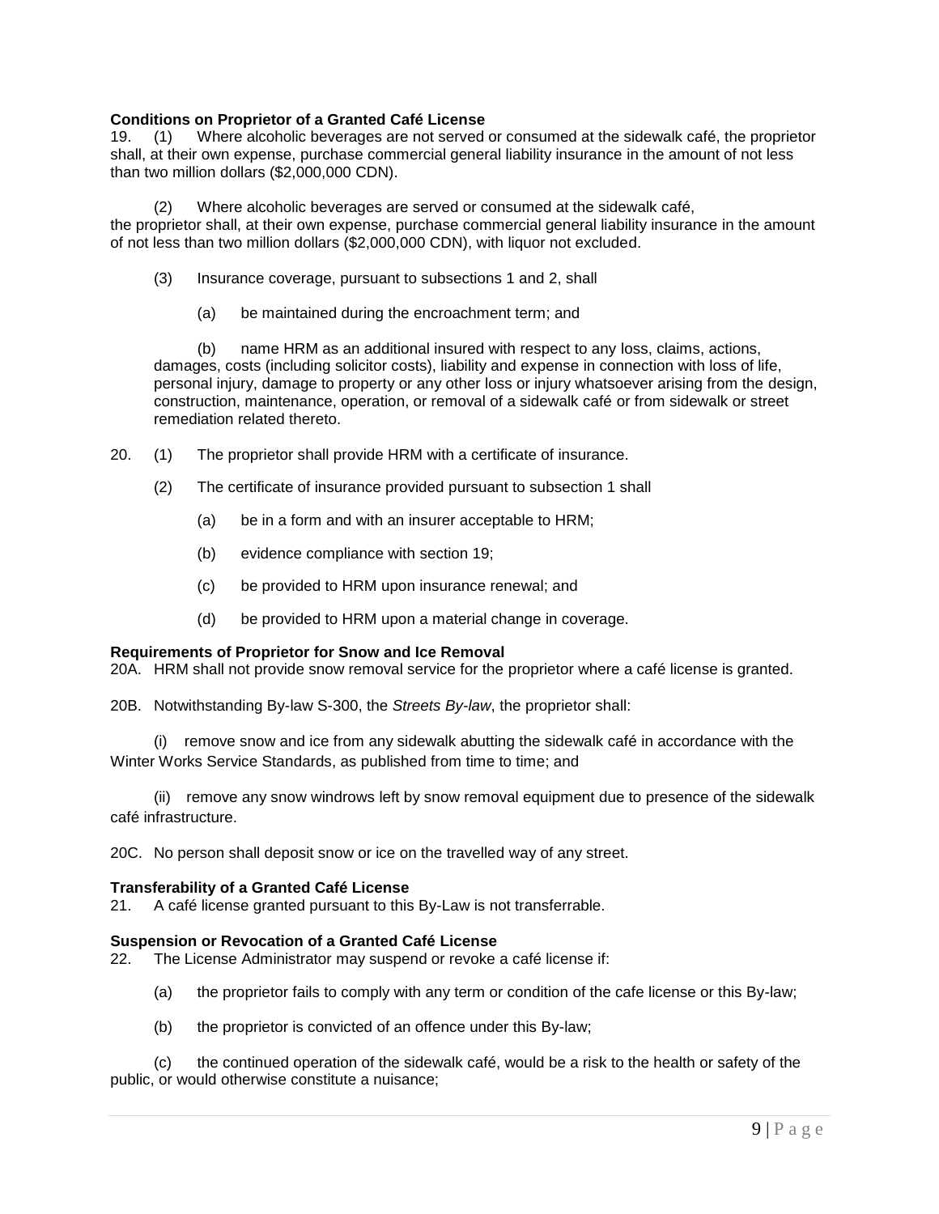**Conditions on Proprietor of a Granted Café License**

19. (1) Where alcoholic beverages are not served or consumed at the sidewalk café, the proprietor shall, at their own expense, purchase commercial general liability insurance in the amount of not less than two million dollars ($2,000,000 CDN).

(2) Where alcoholic beverages are served or consumed at the sidewalk café, the proprietor shall, at their own expense, purchase commercial general liability insurance in the amount of not less than two million dollars ($2,000,000 CDN), with liquor not excluded.

(3) Insurance coverage, pursuant to subsections 1 and 2, shall

(a) be maintained during the encroachment term; and

(b) name HRM as an additional insured with respect to any loss, claims, actions, damages, costs (including solicitor costs), liability and expense in connection with loss of life, personal injury, damage to property or any other loss or injury whatsoever arising from the design, construction, maintenance, operation, or removal of a sidewalk café or from sidewalk or street remediation related thereto.

20. (1) The proprietor shall provide HRM with a certificate of insurance.

(2) The certificate of insurance provided pursuant to subsection 1 shall

(a) be in a form and with an insurer acceptable to HRM;

(b) evidence compliance with section 19;

(c) be provided to HRM upon insurance renewal; and

(d) be provided to HRM upon a material change in coverage.

**Requirements of Proprietor for Snow and Ice Removal**

20A. HRM shall not provide snow removal service for the proprietor where a café license is granted.

20B. Notwithstanding By-law S-300, the *Streets By-law*, the proprietor shall:

(i) remove snow and ice from any sidewalk abutting the sidewalk café in accordance with the Winter Works Service Standards, as published from time to time; and

(ii) remove any snow windrows left by snow removal equipment due to presence of the sidewalk café infrastructure.

20C. No person shall deposit snow or ice on the travelled way of any street.

**Transferability of a Granted Café License**

21. A café license granted pursuant to this By-Law is not transferrable.

**Suspension or Revocation of a Granted Café License**

22. The License Administrator may suspend or revoke a café license if:

(a) the proprietor fails to comply with any term or condition of the cafe license or this By-law;

(b) the proprietor is convicted of an offence under this By-law;

(c) the continued operation of the sidewalk café, would be a risk to the health or safety of the public, or would otherwise constitute a nuisance;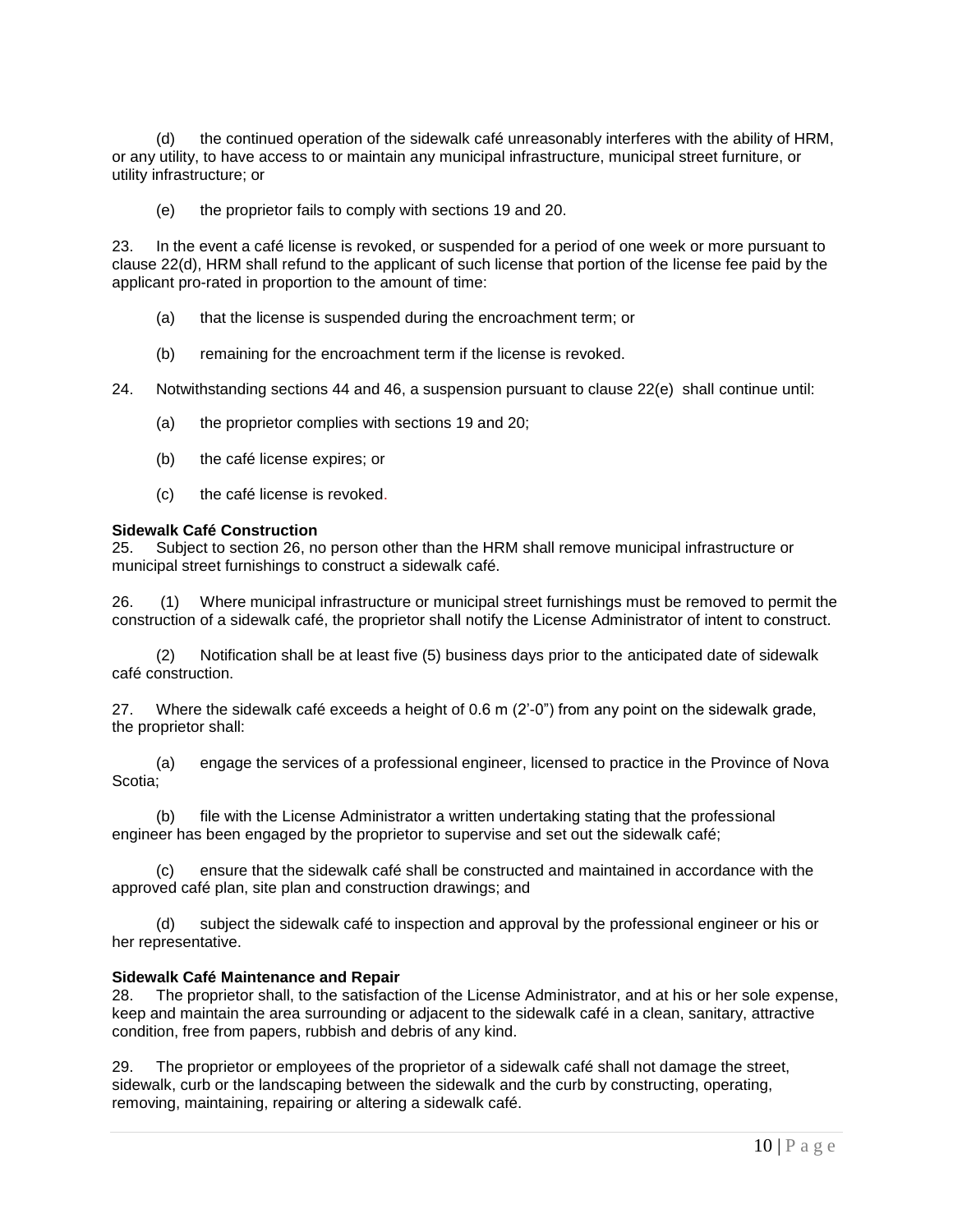(d) the continued operation of the sidewalk café unreasonably interferes with the ability of HRM, or any utility, to have access to or maintain any municipal infrastructure, municipal street furniture, or utility infrastructure; or

(e) the proprietor fails to comply with sections 19 and 20.

23. In the event a café license is revoked, or suspended for a period of one week or more pursuant to clause 22(d), HRM shall refund to the applicant of such license that portion of the license fee paid by the applicant pro-rated in proportion to the amount of time:

(a) that the license is suspended during the encroachment term; or

(b) remaining for the encroachment term if the license is revoked.

24. Notwithstanding sections 44 and 46, a suspension pursuant to clause 22(e) shall continue until:

(a) the proprietor complies with sections 19 and 20;

(b) the café license expires; or

(c) the café license is revoked.

**Sidewalk Café Construction**

25. Subject to section 26, no person other than the HRM shall remove municipal infrastructure or municipal street furnishings to construct a sidewalk café.

26. (1) Where municipal infrastructure or municipal street furnishings must be removed to permit the construction of a sidewalk café, the proprietor shall notify the License Administrator of intent to construct.

(2) Notification shall be at least five (5) business days prior to the anticipated date of sidewalk café construction.

27. Where the sidewalk café exceeds a height of 0.6 m (2'-0") from any point on the sidewalk grade, the proprietor shall:

(a) engage the services of a professional engineer, licensed to practice in the Province of Nova Scotia;

(b) file with the License Administrator a written undertaking stating that the professional engineer has been engaged by the proprietor to supervise and set out the sidewalk café;

(c) ensure that the sidewalk café shall be constructed and maintained in accordance with the approved café plan, site plan and construction drawings; and

(d) subject the sidewalk café to inspection and approval by the professional engineer or his or her representative.

**Sidewalk Café Maintenance and Repair**

28. The proprietor shall, to the satisfaction of the License Administrator, and at his or her sole expense, keep and maintain the area surrounding or adjacent to the sidewalk café in a clean, sanitary, attractive condition, free from papers, rubbish and debris of any kind.

29. The proprietor or employees of the proprietor of a sidewalk café shall not damage the street, sidewalk, curb or the landscaping between the sidewalk and the curb by constructing, operating, removing, maintaining, repairing or altering a sidewalk café.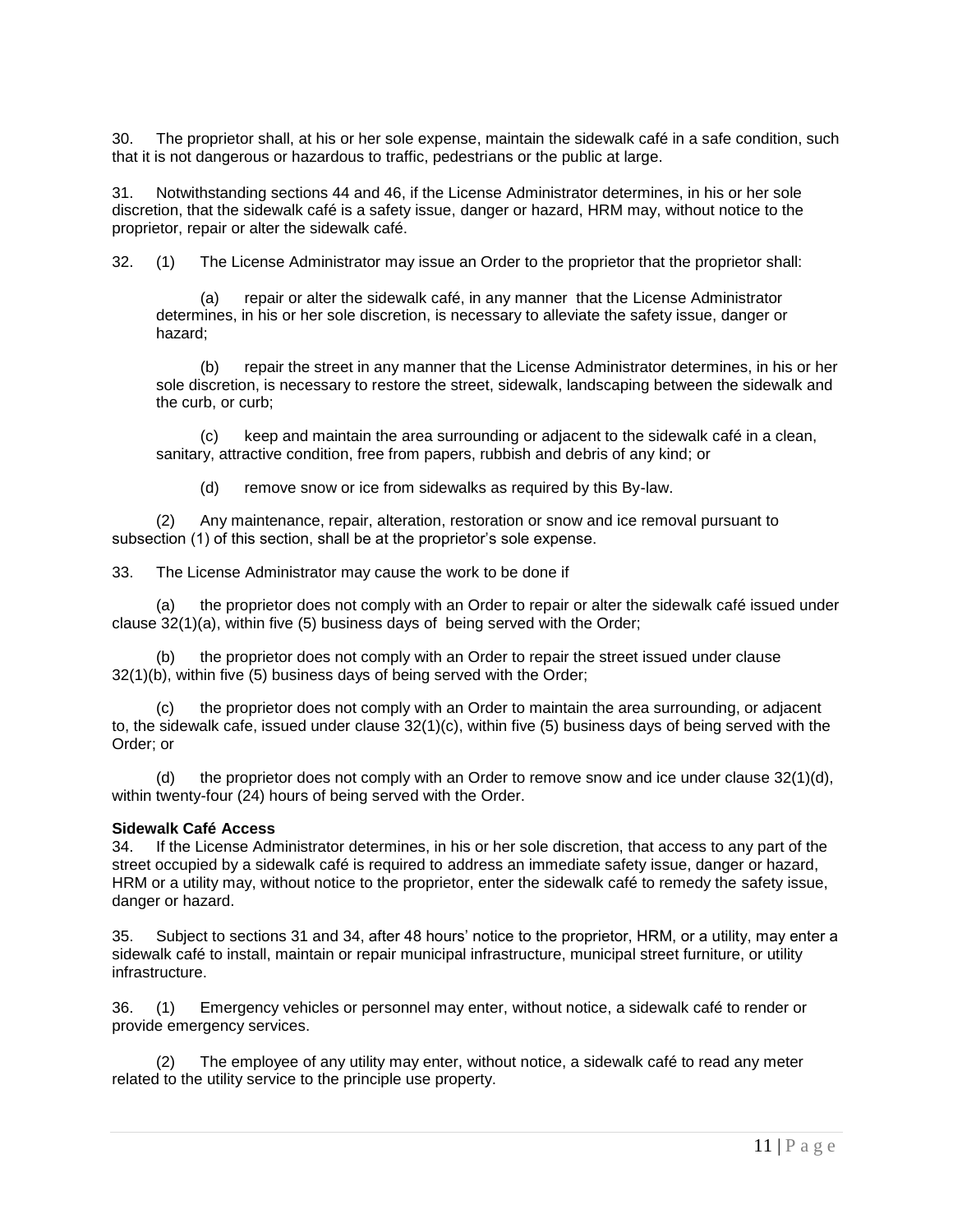30. The proprietor shall, at his or her sole expense, maintain the sidewalk café in a safe condition, such that it is not dangerous or hazardous to traffic, pedestrians or the public at large.

31. Notwithstanding sections 44 and 46, if the License Administrator determines, in his or her sole discretion, that the sidewalk café is a safety issue, danger or hazard, HRM may, without notice to the proprietor, repair or alter the sidewalk café.

32. (1) The License Administrator may issue an Order to the proprietor that the proprietor shall:

(a) repair or alter the sidewalk café, in any manner that the License Administrator determines, in his or her sole discretion, is necessary to alleviate the safety issue, danger or hazard;

(b) repair the street in any manner that the License Administrator determines, in his or her sole discretion, is necessary to restore the street, sidewalk, landscaping between the sidewalk and the curb, or curb;

(c) keep and maintain the area surrounding or adjacent to the sidewalk café in a clean, sanitary, attractive condition, free from papers, rubbish and debris of any kind; or

(d) remove snow or ice from sidewalks as required by this By-law.

(2) Any maintenance, repair, alteration, restoration or snow and ice removal pursuant to subsection (1) of this section, shall be at the proprietor's sole expense.

33. The License Administrator may cause the work to be done if

(a) the proprietor does not comply with an Order to repair or alter the sidewalk café issued under clause 32(1)(a), within five (5) business days of being served with the Order;

(b) the proprietor does not comply with an Order to repair the street issued under clause 32(1)(b), within five (5) business days of being served with the Order;

(c) the proprietor does not comply with an Order to maintain the area surrounding, or adjacent to, the sidewalk cafe, issued under clause 32(1)(c), within five (5) business days of being served with the Order; or

(d) the proprietor does not comply with an Order to remove snow and ice under clause 32(1)(d), within twenty-four (24) hours of being served with the Order.

**Sidewalk Café Access**

34. If the License Administrator determines, in his or her sole discretion, that access to any part of the street occupied by a sidewalk café is required to address an immediate safety issue, danger or hazard, HRM or a utility may, without notice to the proprietor, enter the sidewalk café to remedy the safety issue, danger or hazard.

35. Subject to sections 31 and 34, after 48 hours' notice to the proprietor, HRM, or a utility, may enter a sidewalk café to install, maintain or repair municipal infrastructure, municipal street furniture, or utility infrastructure.

36. (1) Emergency vehicles or personnel may enter, without notice, a sidewalk café to render or provide emergency services.

(2) The employee of any utility may enter, without notice, a sidewalk café to read any meter related to the utility service to the principle use property.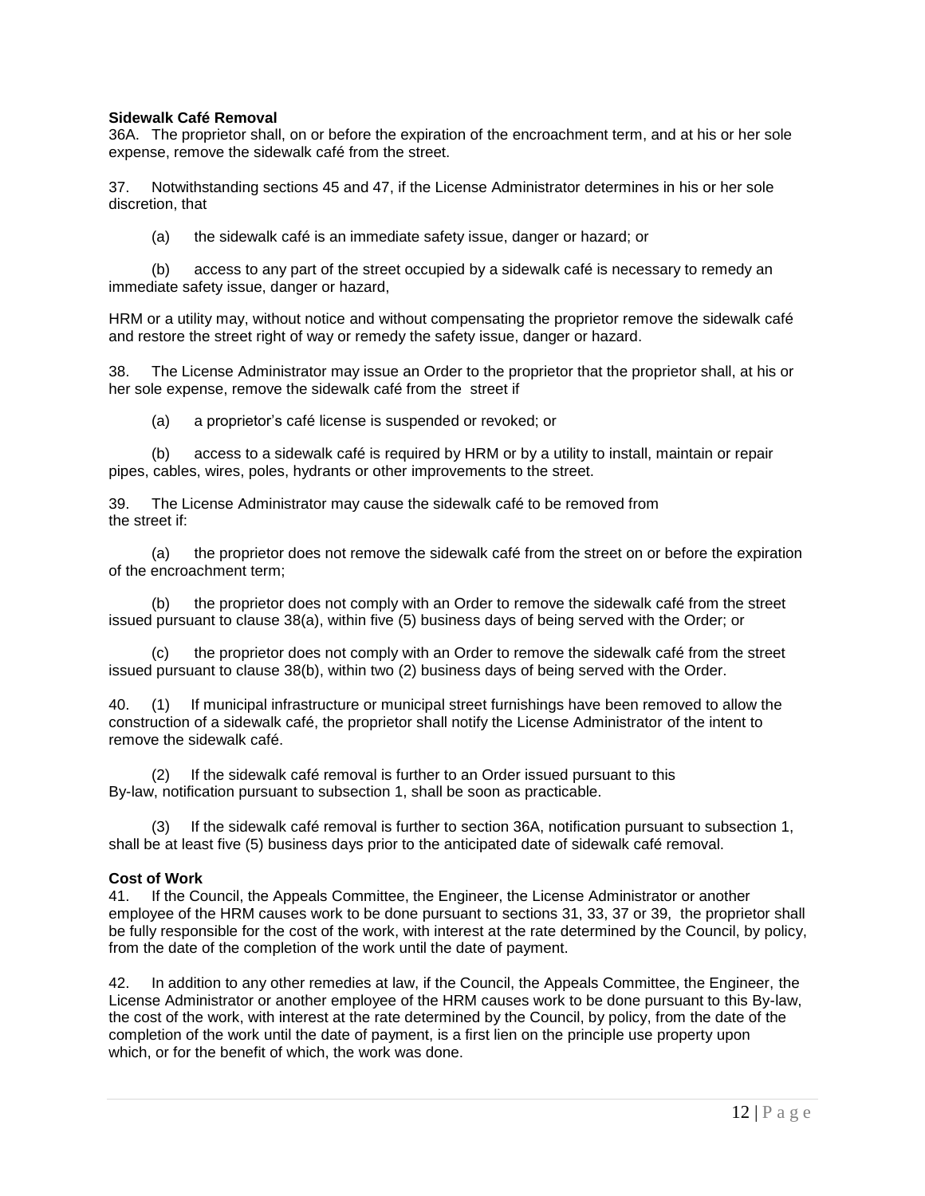**Sidewalk Café Removal**

36A. The proprietor shall, on or before the expiration of the encroachment term, and at his or her sole expense, remove the sidewalk café from the street.

37. Notwithstanding sections 45 and 47, if the License Administrator determines in his or her sole discretion, that

(a) the sidewalk café is an immediate safety issue, danger or hazard; or

(b) access to any part of the street occupied by a sidewalk café is necessary to remedy an immediate safety issue, danger or hazard,

HRM or a utility may, without notice and without compensating the proprietor remove the sidewalk café and restore the street right of way or remedy the safety issue, danger or hazard.

38. The License Administrator may issue an Order to the proprietor that the proprietor shall, at his or her sole expense, remove the sidewalk café from the street if

(a) a proprietor's café license is suspended or revoked; or

(b) access to a sidewalk café is required by HRM or by a utility to install, maintain or repair pipes, cables, wires, poles, hydrants or other improvements to the street.

39. The License Administrator may cause the sidewalk café to be removed from the street if:

(a) the proprietor does not remove the sidewalk café from the street on or before the expiration of the encroachment term;

(b) the proprietor does not comply with an Order to remove the sidewalk café from the street issued pursuant to clause 38(a), within five (5) business days of being served with the Order; or

(c) the proprietor does not comply with an Order to remove the sidewalk café from the street issued pursuant to clause 38(b), within two (2) business days of being served with the Order.

40. (1) If municipal infrastructure or municipal street furnishings have been removed to allow the construction of a sidewalk café, the proprietor shall notify the License Administrator of the intent to remove the sidewalk café.

(2) If the sidewalk café removal is further to an Order issued pursuant to this By-law, notification pursuant to subsection 1, shall be soon as practicable.

(3) If the sidewalk café removal is further to section 36A, notification pursuant to subsection 1, shall be at least five (5) business days prior to the anticipated date of sidewalk café removal.

**Cost of Work**

41. If the Council, the Appeals Committee, the Engineer, the License Administrator or another employee of the HRM causes work to be done pursuant to sections 31, 33, 37 or 39, the proprietor shall be fully responsible for the cost of the work, with interest at the rate determined by the Council, by policy, from the date of the completion of the work until the date of payment.

42. In addition to any other remedies at law, if the Council, the Appeals Committee, the Engineer, the License Administrator or another employee of the HRM causes work to be done pursuant to this By-law, the cost of the work, with interest at the rate determined by the Council, by policy, from the date of the completion of the work until the date of payment, is a first lien on the principle use property upon which, or for the benefit of which, the work was done.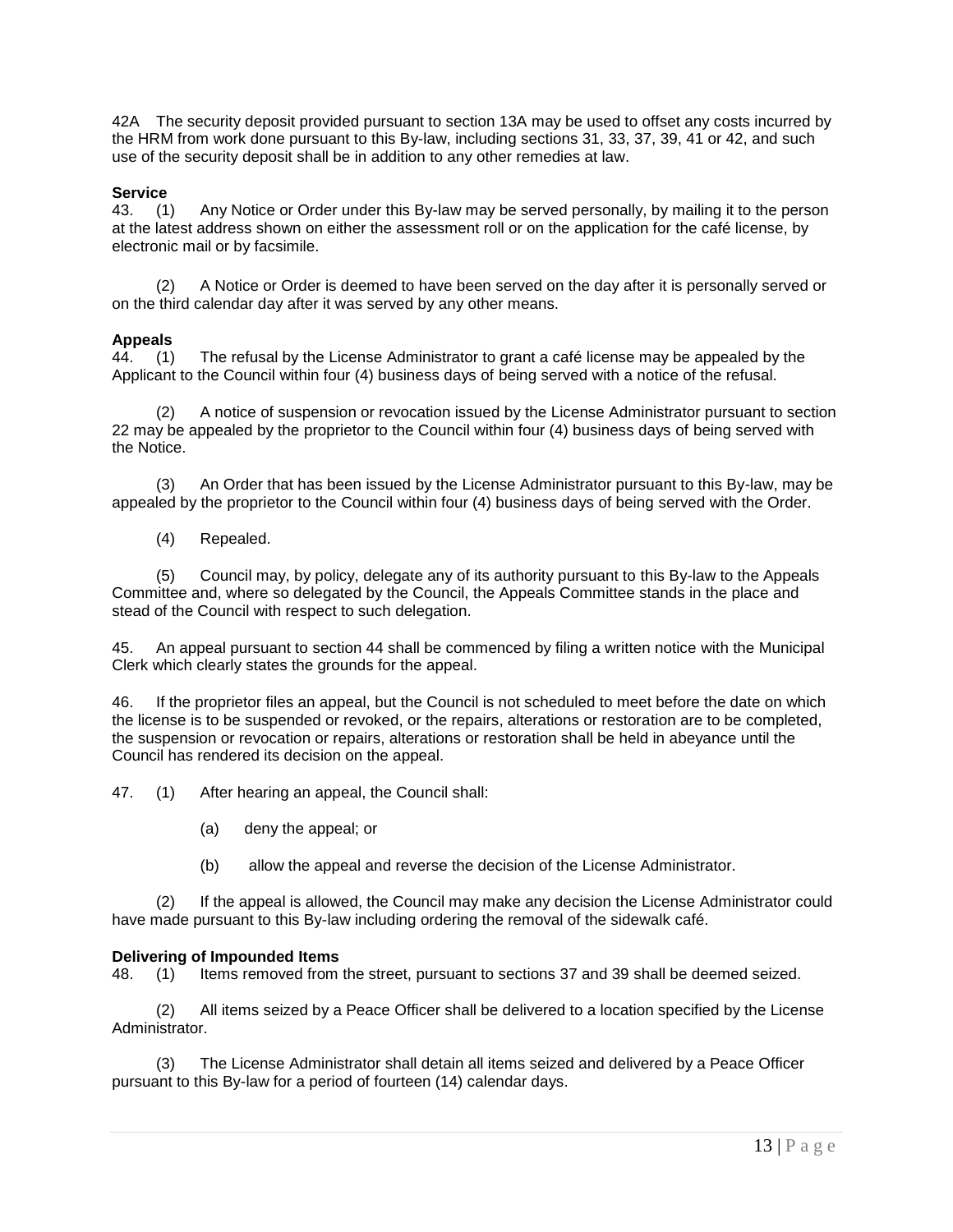42A The security deposit provided pursuant to section 13A may be used to offset any costs incurred by the HRM from work done pursuant to this By-law, including sections 31, 33, 37, 39, 41 or 42, and such use of the security deposit shall be in addition to any other remedies at law.

**Service**

43. (1) Any Notice or Order under this By-law may be served personally, by mailing it to the person at the latest address shown on either the assessment roll or on the application for the café license, by electronic mail or by facsimile.

(2) A Notice or Order is deemed to have been served on the day after it is personally served or on the third calendar day after it was served by any other means.

**Appeals**

44. (1) The refusal by the License Administrator to grant a café license may be appealed by the Applicant to the Council within four (4) business days of being served with a notice of the refusal.

(2) A notice of suspension or revocation issued by the License Administrator pursuant to section 22 may be appealed by the proprietor to the Council within four (4) business days of being served with the Notice.

(3) An Order that has been issued by the License Administrator pursuant to this By-law, may be appealed by the proprietor to the Council within four (4) business days of being served with the Order.

(4) Repealed.

(5) Council may, by policy, delegate any of its authority pursuant to this By-law to the Appeals Committee and, where so delegated by the Council, the Appeals Committee stands in the place and stead of the Council with respect to such delegation.

45. An appeal pursuant to section 44 shall be commenced by filing a written notice with the Municipal Clerk which clearly states the grounds for the appeal.

46. If the proprietor files an appeal, but the Council is not scheduled to meet before the date on which the license is to be suspended or revoked, or the repairs, alterations or restoration are to be completed, the suspension or revocation or repairs, alterations or restoration shall be held in abeyance until the Council has rendered its decision on the appeal.

47. (1) After hearing an appeal, the Council shall:

(a) deny the appeal; or

(b) allow the appeal and reverse the decision of the License Administrator.

(2) If the appeal is allowed, the Council may make any decision the License Administrator could have made pursuant to this By-law including ordering the removal of the sidewalk café.

**Delivering of Impounded Items**

48. (1) Items removed from the street, pursuant to sections 37 and 39 shall be deemed seized.

(2) All items seized by a Peace Officer shall be delivered to a location specified by the License Administrator.

(3) The License Administrator shall detain all items seized and delivered by a Peace Officer pursuant to this By-law for a period of fourteen (14) calendar days.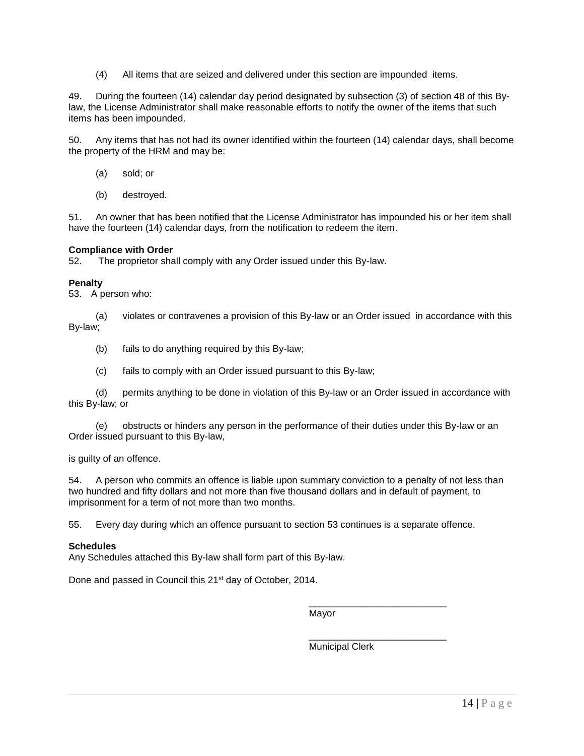(4) All items that are seized and delivered under this section are impounded items.

49. During the fourteen (14) calendar day period designated by subsection (3) of section 48 of this By-law, the License Administrator shall make reasonable efforts to notify the owner of the items that such items has been impounded.

50. Any items that has not had its owner identified within the fourteen (14) calendar days, shall become the property of the HRM and may be:

(a) sold; or

(b) destroyed.

51. An owner that has been notified that the License Administrator has impounded his or her item shall have the fourteen (14) calendar days, from the notification to redeem the item.

**Compliance with Order**

52. The proprietor shall comply with any Order issued under this By-law.

**Penalty**

53. A person who:

(a) violates or contravenes a provision of this By-law or an Order issued in accordance with this By-law;

(b) fails to do anything required by this By-law;

(c) fails to comply with an Order issued pursuant to this By-law;

(d) permits anything to be done in violation of this By-law or an Order issued in accordance with this By-law; or

(e) obstructs or hinders any person in the performance of their duties under this By-law or an Order issued pursuant to this By-law,

is guilty of an offence.

54. A person who commits an offence is liable upon summary conviction to a penalty of not less than two hundred and fifty dollars and not more than five thousand dollars and in default of payment, to imprisonment for a term of not more than two months.

55. Every day during which an offence pursuant to section 53 continues is a separate offence.

**Schedules**

Any Schedules attached this By-law shall form part of this By-law.

Done and passed in Council this 21st day of October, 2014.

\_\_\_\_\_\_\_\_\_\_\_\_\_\_\_\_\_\_\_\_\_\_\_\_\_\_
Mayor

\_\_\_\_\_\_\_\_\_\_\_\_\_\_\_\_\_\_\_\_\_\_\_\_\_\_
Municipal Clerk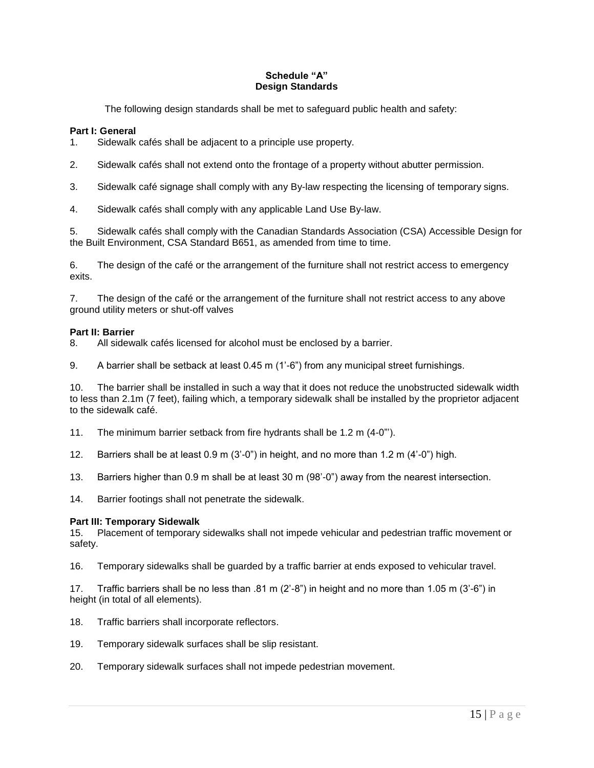**Schedule "A"**
**Design Standards**

The following design standards shall be met to safeguard public health and safety:

**Part I: General**

1. Sidewalk cafés shall be adjacent to a principle use property.

2. Sidewalk cafés shall not extend onto the frontage of a property without abutter permission.

3. Sidewalk café signage shall comply with any By-law respecting the licensing of temporary signs.

4. Sidewalk cafés shall comply with any applicable Land Use By-law.

5. Sidewalk cafés shall comply with the Canadian Standards Association (CSA) Accessible Design for the Built Environment, CSA Standard B651, as amended from time to time.

6. The design of the café or the arrangement of the furniture shall not restrict access to emergency exits.

7. The design of the café or the arrangement of the furniture shall not restrict access to any above ground utility meters or shut-off valves

**Part II: Barrier**

8. All sidewalk cafés licensed for alcohol must be enclosed by a barrier.

9. A barrier shall be setback at least 0.45 m (1'-6") from any municipal street furnishings.

10. The barrier shall be installed in such a way that it does not reduce the unobstructed sidewalk width to less than 2.1m (7 feet), failing which, a temporary sidewalk shall be installed by the proprietor adjacent to the sidewalk café.

11. The minimum barrier setback from fire hydrants shall be 1.2 m (4-0"').

12. Barriers shall be at least 0.9 m (3'-0") in height, and no more than 1.2 m (4'-0") high.

13. Barriers higher than 0.9 m shall be at least 30 m (98'-0") away from the nearest intersection.

14. Barrier footings shall not penetrate the sidewalk.

**Part III: Temporary Sidewalk**

15. Placement of temporary sidewalks shall not impede vehicular and pedestrian traffic movement or safety.

16. Temporary sidewalks shall be guarded by a traffic barrier at ends exposed to vehicular travel.

17. Traffic barriers shall be no less than .81 m (2'-8") in height and no more than 1.05 m (3'-6") in height (in total of all elements).

18. Traffic barriers shall incorporate reflectors.

19. Temporary sidewalk surfaces shall be slip resistant.

20. Temporary sidewalk surfaces shall not impede pedestrian movement.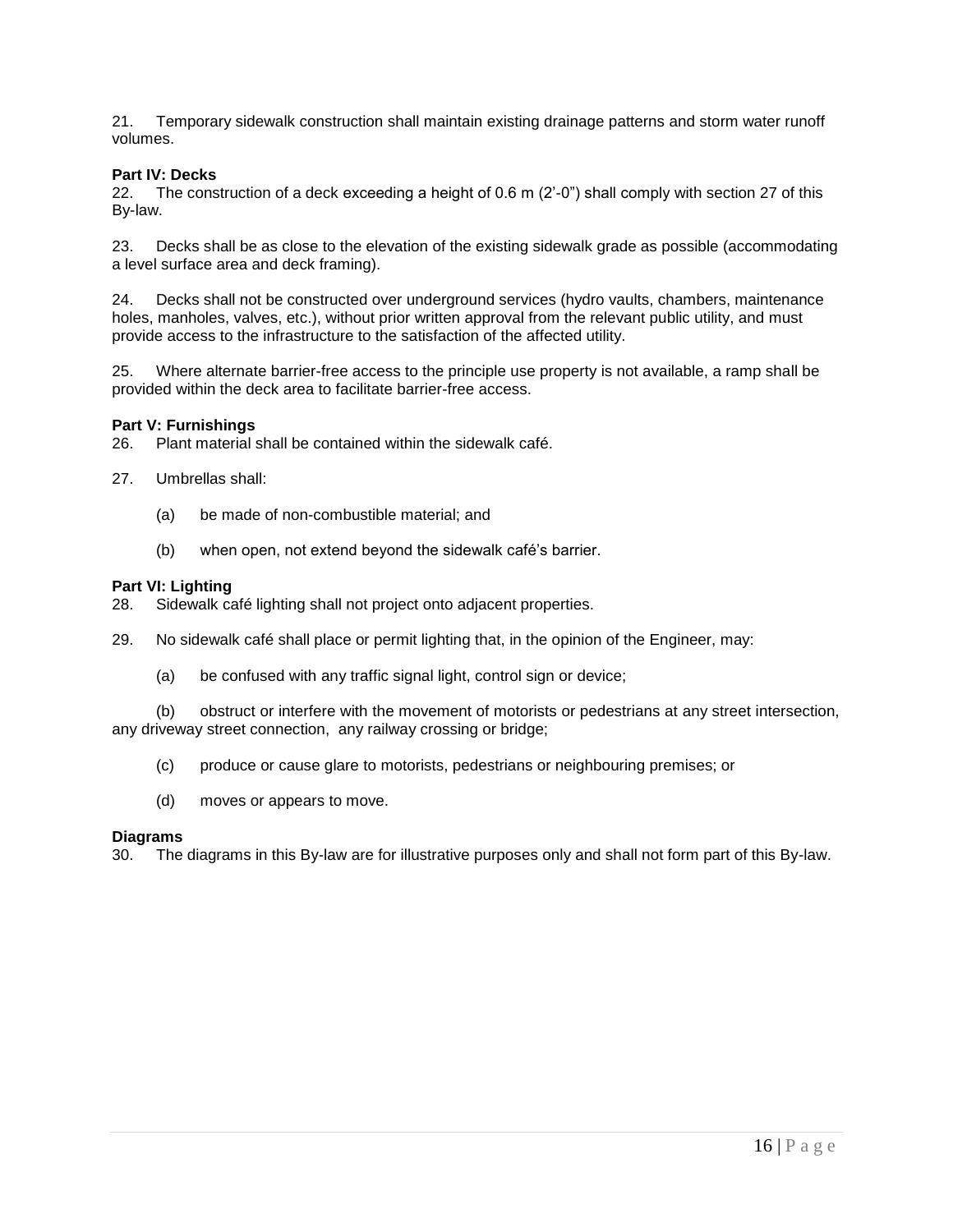21. Temporary sidewalk construction shall maintain existing drainage patterns and storm water runoff volumes.

**Part IV: Decks**

22. The construction of a deck exceeding a height of 0.6 m (2'-0") shall comply with section 27 of this By-law.

23. Decks shall be as close to the elevation of the existing sidewalk grade as possible (accommodating a level surface area and deck framing).

24. Decks shall not be constructed over underground services (hydro vaults, chambers, maintenance holes, manholes, valves, etc.), without prior written approval from the relevant public utility, and must provide access to the infrastructure to the satisfaction of the affected utility.

25. Where alternate barrier-free access to the principle use property is not available, a ramp shall be provided within the deck area to facilitate barrier-free access.

**Part V: Furnishings**

26. Plant material shall be contained within the sidewalk café.

27. Umbrellas shall:

(a) be made of non-combustible material; and

(b) when open, not extend beyond the sidewalk café's barrier.

**Part VI: Lighting**

28. Sidewalk café lighting shall not project onto adjacent properties.

29. No sidewalk café shall place or permit lighting that, in the opinion of the Engineer, may:

(a) be confused with any traffic signal light, control sign or device;

(b) obstruct or interfere with the movement of motorists or pedestrians at any street intersection, any driveway street connection, any railway crossing or bridge;

(c) produce or cause glare to motorists, pedestrians or neighbouring premises; or

(d) moves or appears to move.

**Diagrams**

30. The diagrams in this By-law are for illustrative purposes only and shall not form part of this By-law.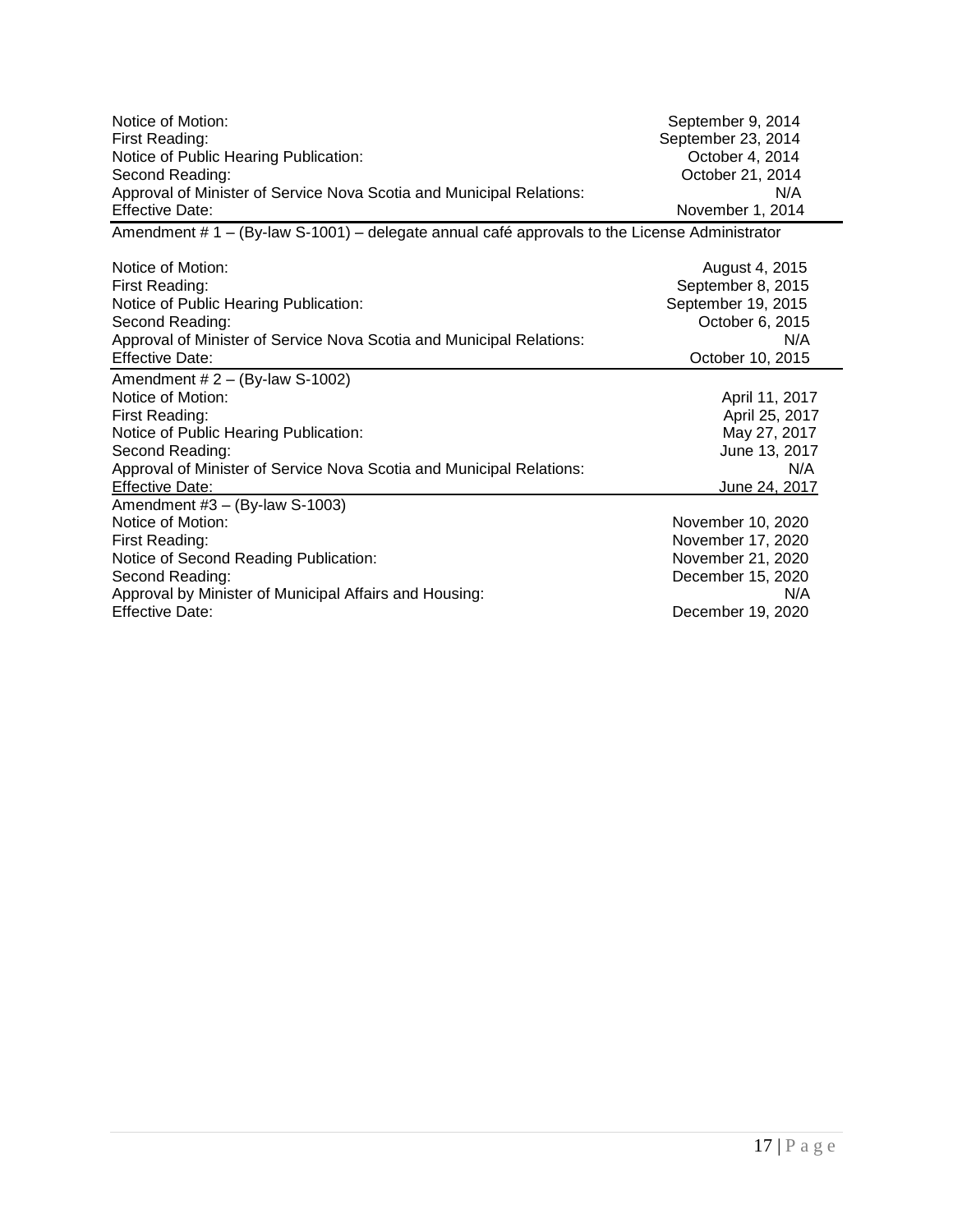| | |
|---|---|
| Notice of Motion: | September 9, 2014 |
| First Reading: | September 23, 2014 |
| Notice of Public Hearing Publication: | October 4, 2014 |
| Second Reading: | October 21, 2014 |
| Approval of Minister of Service Nova Scotia and Municipal Relations: | N/A |
| Effective Date: | November 1, 2014 |

Amendment # 1 – (By-law S-1001) – delegate annual café approvals to the License Administrator

| | |
|---|---|
| Notice of Motion: | August 4, 2015 |
| First Reading: | September 8, 2015 |
| Notice of Public Hearing Publication: | September 19, 2015 |
| Second Reading: | October 6, 2015 |
| Approval of Minister of Service Nova Scotia and Municipal Relations: | N/A |
| Effective Date: | October 10, 2015 |

Amendment # 2 – (By-law S-1002)

| | |
|---|---|
| Notice of Motion: | April 11, 2017 |
| First Reading: | April 25, 2017 |
| Notice of Public Hearing Publication: | May 27, 2017 |
| Second Reading: | June 13, 2017 |
| Approval of Minister of Service Nova Scotia and Municipal Relations: | N/A |
| Effective Date: | June 24, 2017 |

Amendment #3 – (By-law S-1003)

| | |
|---|---|
| Notice of Motion: | November 10, 2020 |
| First Reading: | November 17, 2020 |
| Notice of Second Reading Publication: | November 21, 2020 |
| Second Reading: | December 15, 2020 |
| Approval by Minister of Municipal Affairs and Housing: | N/A |
| Effective Date: | December 19, 2020 |